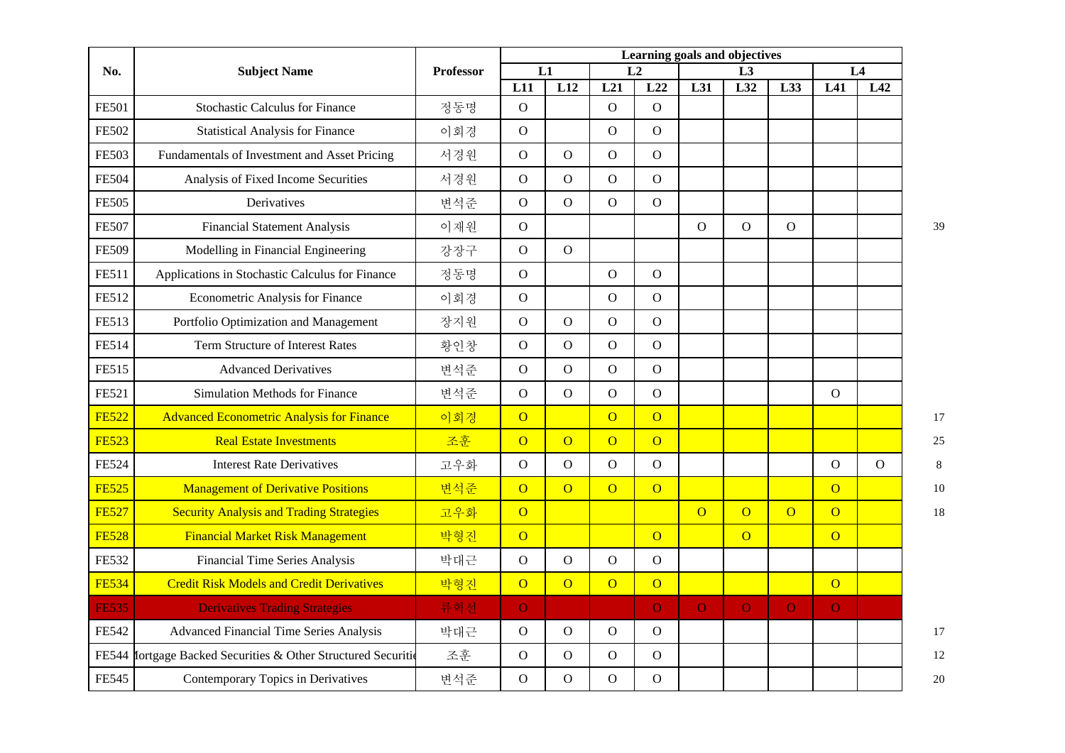| No. | Subject Name | Professor | Learning goals and objectives | | | | | | | | | |
|---|---|---|---|---|---|---|---|---|---|---|---|---|
| | | | L1 | | L2 | | L3 | | | L4 | | |
| | | | L11 | L12 | L21 | L22 | L31 | L32 | L33 | L41 | L42 | |
| FE501 | Stochastic Calculus for Finance | 정동명 | O | | O | O | | | | | | |
| FE502 | Statistical Analysis for Finance | 이회경 | O | | O | O | | | | | | |
| FE503 | Fundamentals of Investment and Asset Pricing | 서경원 | O | O | O | O | | | | | | |
| FE504 | Analysis of Fixed Income Securities | 서경원 | O | O | O | O | | | | | | |
| FE505 | Derivatives | 변석준 | O | O | O | O | | | | | | |
| FE507 | Financial Statement Analysis | 이재원 | O | | | | O | O | O | | | 39 |
| FE509 | Modelling in Financial Engineering | 강장구 | O | O | | | | | | | | |
| FE511 | Applications in Stochastic Calculus for Finance | 정동명 | O | | O | O | | | | | | |
| FE512 | Econometric Analysis for Finance | 이회경 | O | | O | O | | | | | | |
| FE513 | Portfolio Optimization and Management | 장지원 | O | O | O | O | | | | | | |
| FE514 | Term Structure of Interest Rates | 황인창 | O | O | O | O | | | | | | |
| FE515 | Advanced Derivatives | 변석준 | O | O | O | O | | | | | | |
| FE521 | Simulation Methods for Finance | 변석준 | O | O | O | O | | | | O | | |
| FE522 | Advanced Econometric Analysis for Finance | 이회경 | O | | O | O | | | | | | 17 |
| FE523 | Real Estate Investments | 조훈 | O | O | O | O | | | | | | 25 |
| FE524 | Interest Rate Derivatives | 고우화 | O | O | O | O | | | | O | O | 8 |
| FE525 | Management of Derivative Positions | 변석준 | O | O | O | O | | | | O | | 10 |
| FE527 | Security Analysis and Trading Strategies | 고우화 | O | | | | O | O | O | O | | 18 |
| FE528 | Financial Market Risk Management | 박형진 | O | | | O | | O | | O | | |
| FE532 | Financial Time Series Analysis | 박대근 | O | O | O | O | | | | | | |
| FE534 | Credit Risk Models and Credit Derivatives | 박형진 | O | O | O | O | | | | O | | |
| FE535 | Derivatives Trading Strategies | 류혁선 | O | | | O | O | O | O | O | | |
| FE542 | Advanced Financial Time Series Analysis | 박대근 | O | O | O | O | | | | | | 17 |
| FE544 | Mortgage Backed Securities & Other Structured Securiti | 조훈 | O | O | O | O | | | | | | 12 |
| FE545 | Contemporary Topics in Derivatives | 변석준 | O | O | O | O | | | | | | 20 |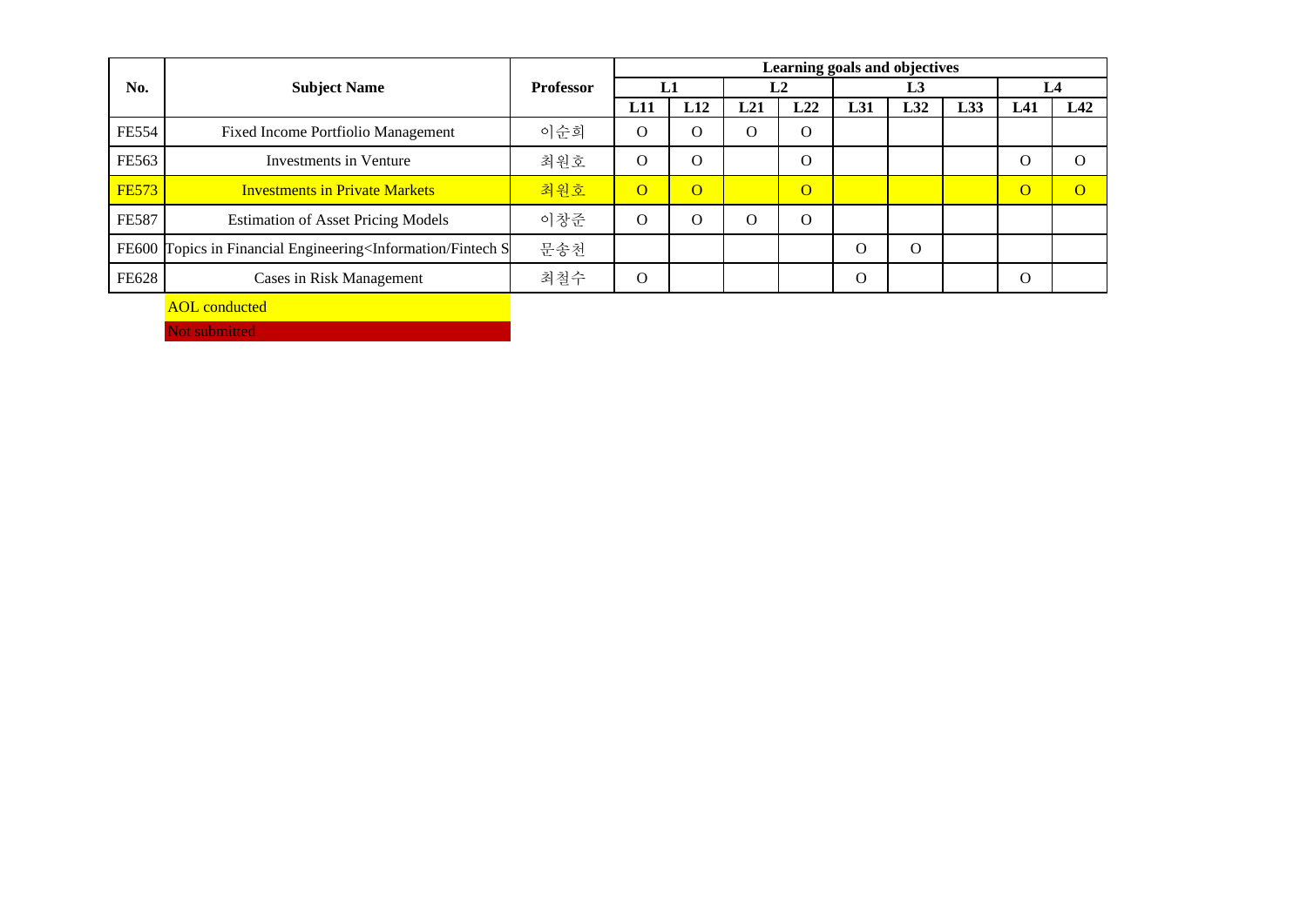| No. | Subject Name | Professor | Learning goals and objectives | | | | | | | | |
|---|---|---|---|---|---|---|---|---|---|---|---|
| | | | L1 | | L2 | | L3 | | | L4 | |
| | | | L11 | L12 | L21 | L22 | L31 | L32 | L33 | L41 | L42 |
| FE554 | Fixed Income Portfiolio Management | 이순희 | O | O | O | O | | | | | |
| FE563 | Investments in Venture | 최원호 | O | O | | O | | | | O | O |
| FE573 | Investments in Private Markets | 최원호 | O | O | | O | | | | O | O |
| FE587 | Estimation of Asset Pricing Models | 이창준 | O | O | O | O | | | | | |
| FE600 | Topics in Financial Engineering<Information/Fintech S | 문송천 | | | | | O | O | | | |
| FE628 | Cases in Risk Management | 최철수 | O | | | | O | | | O | |

AOL conducted

Not submitted